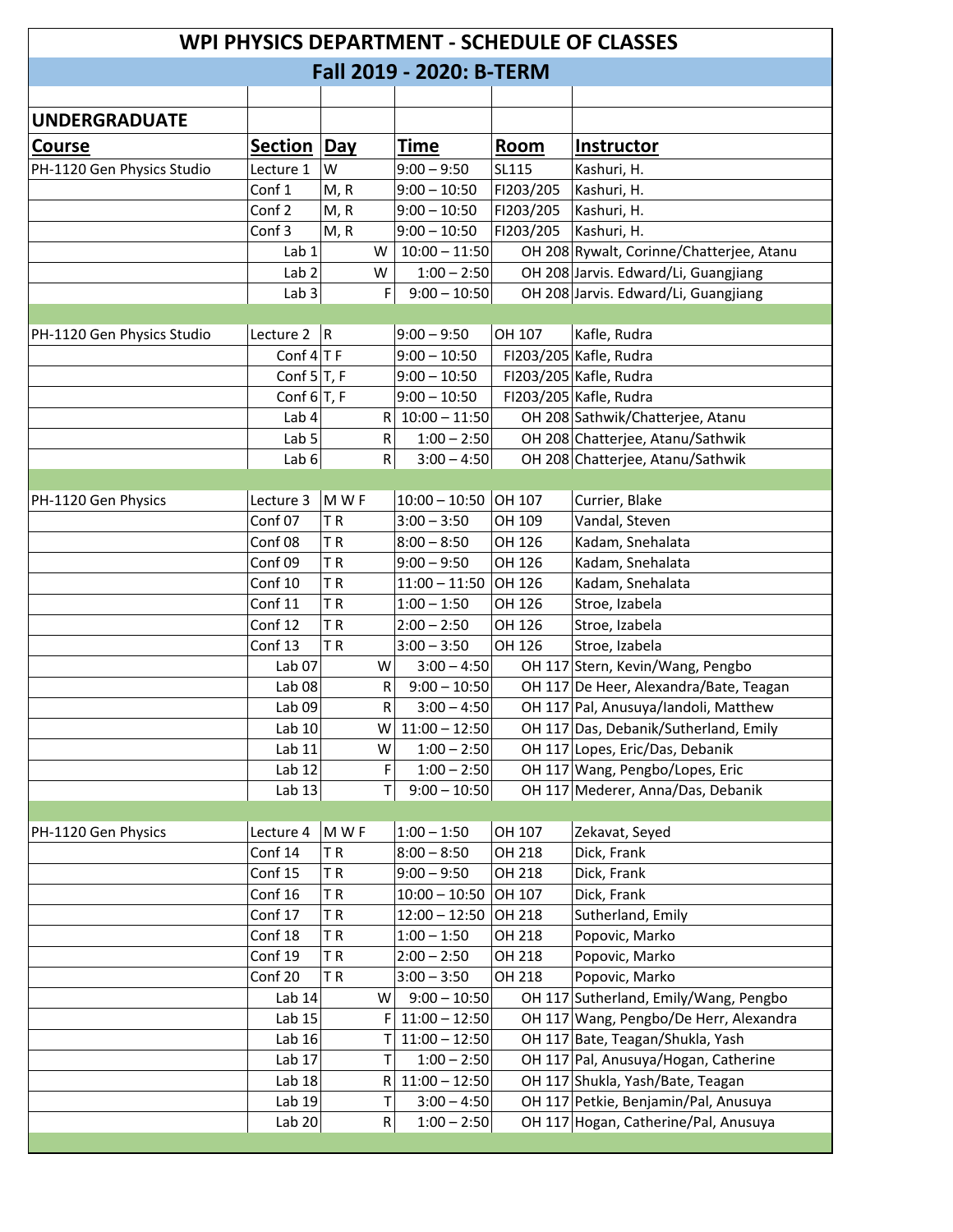# WPI PHYSICS DEPARTMENT - SCHEDULE OF CLASSES

## Fall 2019 - 2020: B-TERM

## UNDERGRADUATE

| Course | Section | Day | Time | Room | Instructor |
|---|---|---|---|---|---|
| PH-1120 Gen Physics Studio | Lecture 1 | W | 9:00 – 9:50 | SL115 | Kashuri, H. |
| | Conf 1 | M, R | 9:00 – 10:50 | FI203/205 | Kashuri, H. |
| | Conf 2 | M, R | 9:00 – 10:50 | FI203/205 | Kashuri, H. |
| | Conf 3 | M, R | 9:00 – 10:50 | FI203/205 | Kashuri, H. |
| | Lab 1 | W | 10:00 – 11:50 | OH 208 | Rywalt, Corinne/Chatterjee, Atanu |
| | Lab 2 | W | 1:00 – 2:50 | OH 208 | Jarvis. Edward/Li, Guangjiang |
| | Lab 3 | F | 9:00 – 10:50 | OH 208 | Jarvis. Edward/Li, Guangjiang |
| | | | | | |
| PH-1120 Gen Physics Studio | Lecture 2 | R | 9:00 – 9:50 | OH 107 | Kafle, Rudra |
| | Conf 4 | T F | 9:00 – 10:50 | FI203/205 | Kafle, Rudra |
| | Conf 5 | T, F | 9:00 – 10:50 | FI203/205 | Kafle, Rudra |
| | Conf 6 | T, F | 9:00 – 10:50 | FI203/205 | Kafle, Rudra |
| | Lab 4 | R | 10:00 – 11:50 | OH 208 | Sathwik/Chatterjee, Atanu |
| | Lab 5 | R | 1:00 – 2:50 | OH 208 | Chatterjee, Atanu/Sathwik |
| | Lab 6 | R | 3:00 – 4:50 | OH 208 | Chatterjee, Atanu/Sathwik |
| | | | | | |
| PH-1120 Gen Physics | Lecture 3 | M W F | 10:00 – 10:50 | OH 107 | Currier, Blake |
| | Conf 07 | T R | 3:00 – 3:50 | OH 109 | Vandal, Steven |
| | Conf 08 | T R | 8:00 – 8:50 | OH 126 | Kadam, Snehalata |
| | Conf 09 | T R | 9:00 – 9:50 | OH 126 | Kadam, Snehalata |
| | Conf 10 | T R | 11:00 – 11:50 | OH 126 | Kadam, Snehalata |
| | Conf 11 | T R | 1:00 – 1:50 | OH 126 | Stroe, Izabela |
| | Conf 12 | T R | 2:00 – 2:50 | OH 126 | Stroe, Izabela |
| | Conf 13 | T R | 3:00 – 3:50 | OH 126 | Stroe, Izabela |
| | Lab 07 | W | 3:00 – 4:50 | OH 117 | Stern, Kevin/Wang, Pengbo |
| | Lab 08 | R | 9:00 – 10:50 | OH 117 | De Heer, Alexandra/Bate, Teagan |
| | Lab 09 | R | 3:00 – 4:50 | OH 117 | Pal, Anusuya/Iandoli, Matthew |
| | Lab 10 | W | 11:00 – 12:50 | OH 117 | Das, Debanik/Sutherland, Emily |
| | Lab 11 | W | 1:00 – 2:50 | OH 117 | Lopes, Eric/Das, Debanik |
| | Lab 12 | F | 1:00 – 2:50 | OH 117 | Wang, Pengbo/Lopes, Eric |
| | Lab 13 | T | 9:00 – 10:50 | OH 117 | Mederer, Anna/Das, Debanik |
| | | | | | |
| PH-1120 Gen Physics | Lecture 4 | M W F | 1:00 – 1:50 | OH 107 | Zekavat, Seyed |
| | Conf 14 | T R | 8:00 – 8:50 | OH 218 | Dick, Frank |
| | Conf 15 | T R | 9:00 – 9:50 | OH 218 | Dick, Frank |
| | Conf 16 | T R | 10:00 – 10:50 | OH 107 | Dick, Frank |
| | Conf 17 | T R | 12:00 – 12:50 | OH 218 | Sutherland, Emily |
| | Conf 18 | T R | 1:00 – 1:50 | OH 218 | Popovic, Marko |
| | Conf 19 | T R | 2:00 – 2:50 | OH 218 | Popovic, Marko |
| | Conf 20 | T R | 3:00 – 3:50 | OH 218 | Popovic, Marko |
| | Lab 14 | W | 9:00 – 10:50 | OH 117 | Sutherland, Emily/Wang, Pengbo |
| | Lab 15 | F | 11:00 – 12:50 | OH 117 | Wang, Pengbo/De Herr, Alexandra |
| | Lab 16 | T | 11:00 – 12:50 | OH 117 | Bate, Teagan/Shukla, Yash |
| | Lab 17 | T | 1:00 – 2:50 | OH 117 | Pal, Anusuya/Hogan, Catherine |
| | Lab 18 | R | 11:00 – 12:50 | OH 117 | Shukla, Yash/Bate, Teagan |
| | Lab 19 | T | 3:00 – 4:50 | OH 117 | Petkie, Benjamin/Pal, Anusuya |
| | Lab 20 | R | 1:00 – 2:50 | OH 117 | Hogan, Catherine/Pal, Anusuya |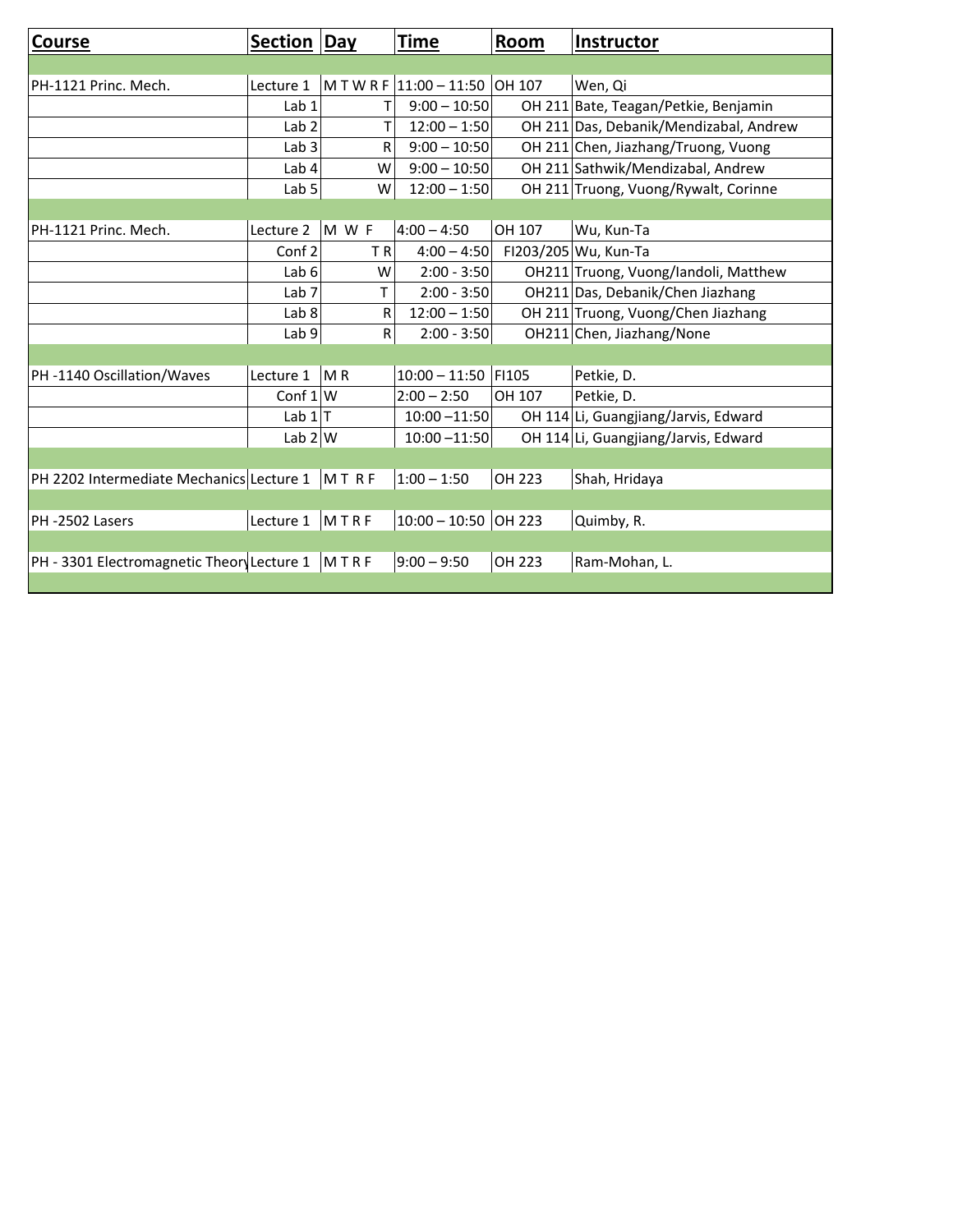| Course | Section | Day | Time | Room | Instructor |
|---|---|---|---|---|---|
| | | | | | |
| PH-1121 Princ. Mech. | Lecture 1 | M T W R F | 11:00 – 11:50 | OH 107 | Wen, Qi |
| | Lab 1 | T | 9:00 – 10:50 | OH 211 | Bate, Teagan/Petkie, Benjamin |
| | Lab 2 | T | 12:00 – 1:50 | OH 211 | Das, Debanik/Mendizabal, Andrew |
| | Lab 3 | R | 9:00 – 10:50 | OH 211 | Chen, Jiazhang/Truong, Vuong |
| | Lab 4 | W | 9:00 – 10:50 | OH 211 | Sathwik/Mendizabal, Andrew |
| | Lab 5 | W | 12:00 – 1:50 | OH 211 | Truong, Vuong/Rywalt, Corinne |
| | | | | | |
| PH-1121 Princ. Mech. | Lecture 2 | M W F | 4:00 – 4:50 | OH 107 | Wu, Kun-Ta |
| | Conf 2 | T R | 4:00 – 4:50 | FI203/205 | Wu, Kun-Ta |
| | Lab 6 | W | 2:00 - 3:50 | OH211 | Truong, Vuong/Iandoli, Matthew |
| | Lab 7 | T | 2:00 - 3:50 | OH211 | Das, Debanik/Chen Jiazhang |
| | Lab 8 | R | 12:00 – 1:50 | OH 211 | Truong, Vuong/Chen Jiazhang |
| | Lab 9 | R | 2:00 - 3:50 | OH211 | Chen, Jiazhang/None |
| | | | | | |
| PH -1140 Oscillation/Waves | Lecture 1 | M R | 10:00 – 11:50 | FI105 | Petkie, D. |
| | Conf 1 | W | 2:00 – 2:50 | OH 107 | Petkie, D. |
| | Lab 1 | T | 10:00 –11:50 | OH 114 | Li, Guangjiang/Jarvis, Edward |
| | Lab 2 | W | 10:00 –11:50 | OH 114 | Li, Guangjiang/Jarvis, Edward |
| | | | | | |
| PH 2202 Intermediate Mechanics | Lecture 1 | M T R F | 1:00 – 1:50 | OH 223 | Shah, Hridaya |
| | | | | | |
| PH -2502 Lasers | Lecture 1 | M T R F | 10:00 – 10:50 | OH 223 | Quimby, R. |
| | | | | | |
| PH - 3301 Electromagnetic Theory | Lecture 1 | M T R F | 9:00 – 9:50 | OH 223 | Ram-Mohan, L. |
| | | | | | |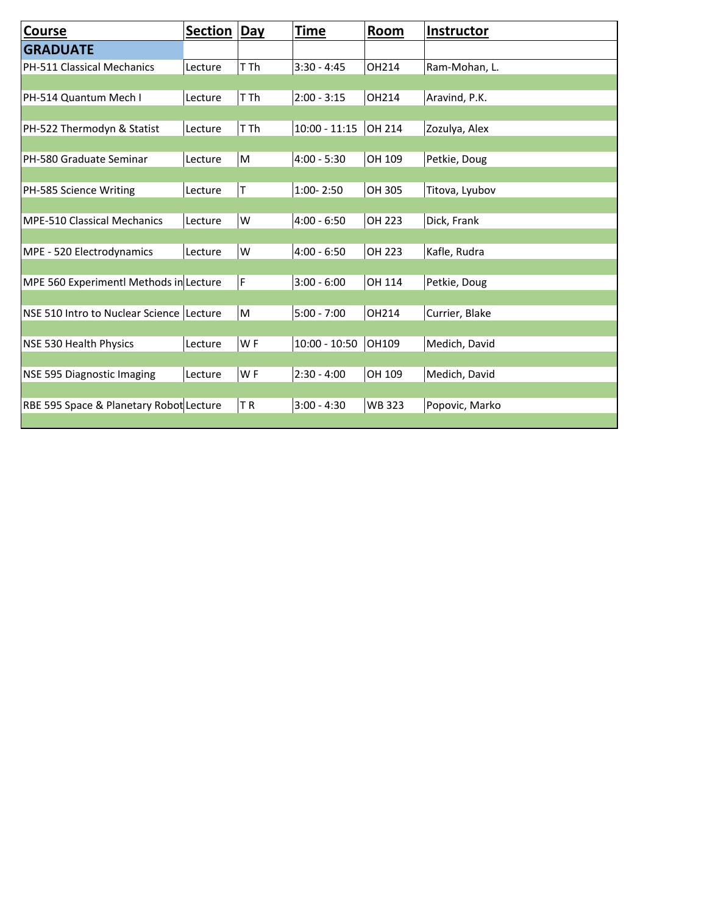| Course | Section | Day | Time | Room | Instructor |
|---|---|---|---|---|---|
| **GRADUATE** | | | | | |
| PH-511 Classical Mechanics | Lecture | T Th | 3:30 - 4:45 | OH214 | Ram-Mohan, L. |
| PH-514 Quantum Mech I | Lecture | T Th | 2:00 - 3:15 | OH214 | Aravind, P.K. |
| PH-522 Thermodyn & Statist | Lecture | T Th | 10:00 - 11:15 | OH 214 | Zozulya, Alex |
| PH-580 Graduate Seminar | Lecture | M | 4:00 - 5:30 | OH 109 | Petkie, Doug |
| PH-585 Science Writing | Lecture | T | 1:00- 2:50 | OH 305 | Titova, Lyubov |
| MPE-510 Classical Mechanics | Lecture | W | 4:00 - 6:50 | OH 223 | Dick, Frank |
| MPE - 520 Electrodynamics | Lecture | W | 4:00 - 6:50 | OH 223 | Kafle, Rudra |
| MPE 560 Experimentl Methods in | Lecture | F | 3:00 - 6:00 | OH 114 | Petkie, Doug |
| NSE 510 Intro to Nuclear Science | Lecture | M | 5:00 - 7:00 | OH214 | Currier, Blake |
| NSE 530 Health Physics | Lecture | W F | 10:00 - 10:50 | OH109 | Medich, David |
| NSE 595 Diagnostic Imaging | Lecture | W F | 2:30 - 4:00 | OH 109 | Medich, David |
| RBE 595 Space & Planetary Robot | Lecture | T R | 3:00 - 4:30 | WB 323 | Popovic, Marko |